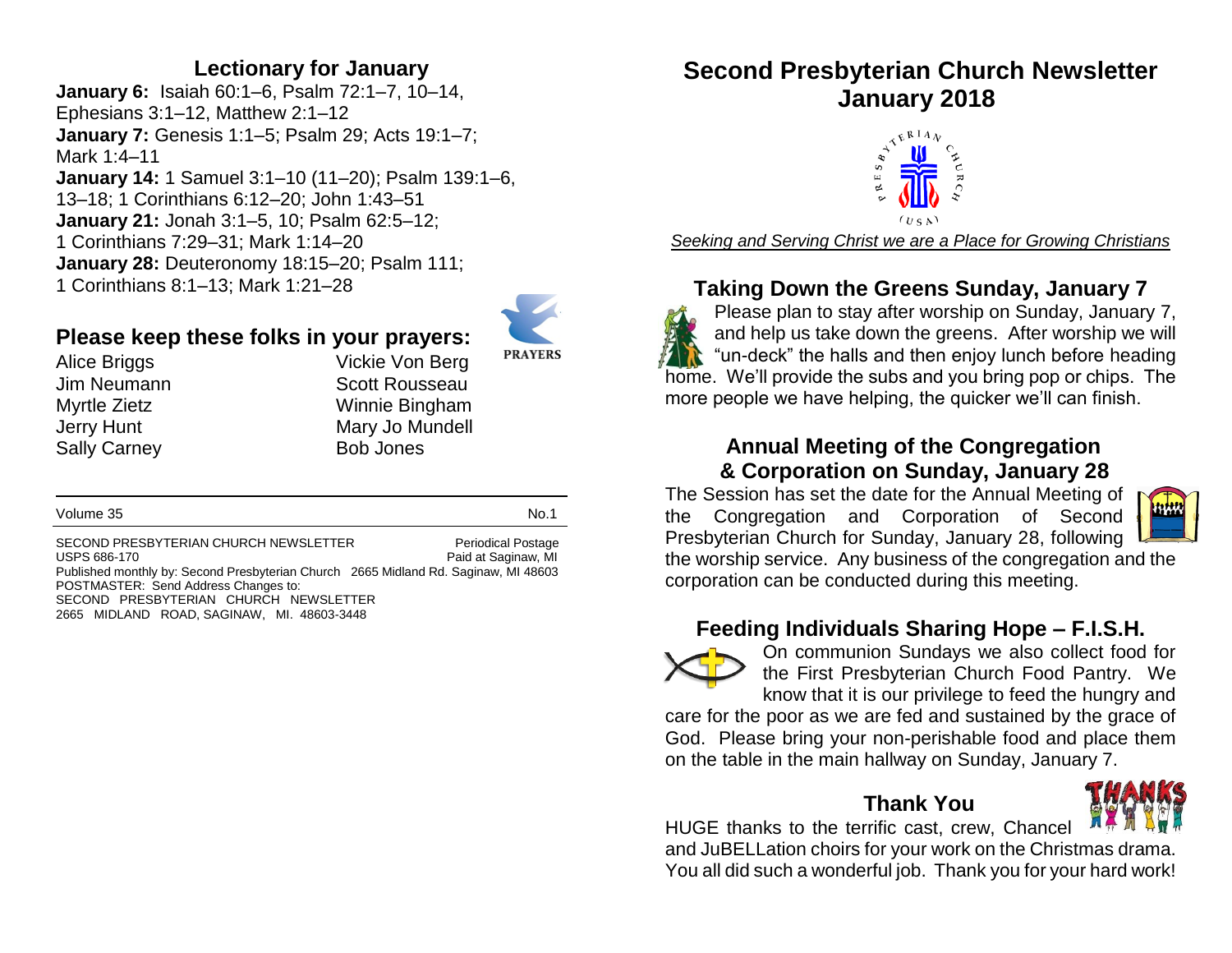## Lectionary for January

**January 6:** Isaiah 60:1–6, Psalm 72:1–7, 10–14, Ephesians 3:1–12, Matthew 2:1–12
**January 7:** Genesis 1:1–5; Psalm 29; Acts 19:1–7; Mark 1:4–11
**January 14:** 1 Samuel 3:1–10 (11–20); Psalm 139:1–6, 13–18; 1 Corinthians 6:12–20; John 1:43–51
**January 21:** Jonah 3:1–5, 10; Psalm 62:5–12; 1 Corinthians 7:29–31; Mark 1:14–20
**January 28:** Deuteronomy 18:15–20; Psalm 111; 1 Corinthians 8:1–13; Mark 1:21–28

## Please keep these folks in your prayers:

| | |
|---|---|
| Alice Briggs | Vickie Von Berg |
| Jim Neumann | Scott Rousseau |
| Myrtle Zietz | Winnie Bingham |
| Jerry Hunt | Mary Jo Mundell |
| Sally Carney | Bob Jones |

Volume 35 No.1

SECOND PRESBYTERIAN CHURCH NEWSLETTER Periodical Postage
USPS 686-170 Paid at Saginaw, MI
Published monthly by: Second Presbyterian Church 2665 Midland Rd. Saginaw, MI 48603
POSTMASTER: Send Address Changes to:
SECOND PRESBYTERIAN CHURCH NEWSLETTER
2665 MIDLAND ROAD, SAGINAW, MI. 48603-3448

# Second Presbyterian Church Newsletter January 2018

*Seeking and Serving Christ we are a Place for Growing Christians*

## Taking Down the Greens Sunday, January 7

Please plan to stay after worship on Sunday, January 7, and help us take down the greens. After worship we will "un-deck" the halls and then enjoy lunch before heading home. We'll provide the subs and you bring pop or chips. The more people we have helping, the quicker we'll can finish.

## Annual Meeting of the Congregation & Corporation on Sunday, January 28

The Session has set the date for the Annual Meeting of the Congregation and Corporation of Second Presbyterian Church for Sunday, January 28, following the worship service. Any business of the congregation and the corporation can be conducted during this meeting.

## Feeding Individuals Sharing Hope – F.I.S.H.

On communion Sundays we also collect food for the First Presbyterian Church Food Pantry. We know that it is our privilege to feed the hungry and care for the poor as we are fed and sustained by the grace of God. Please bring your non-perishable food and place them on the table in the main hallway on Sunday, January 7.

## Thank You

HUGE thanks to the terrific cast, crew, Chancel and JuBELLation choirs for your work on the Christmas drama. You all did such a wonderful job. Thank you for your hard work!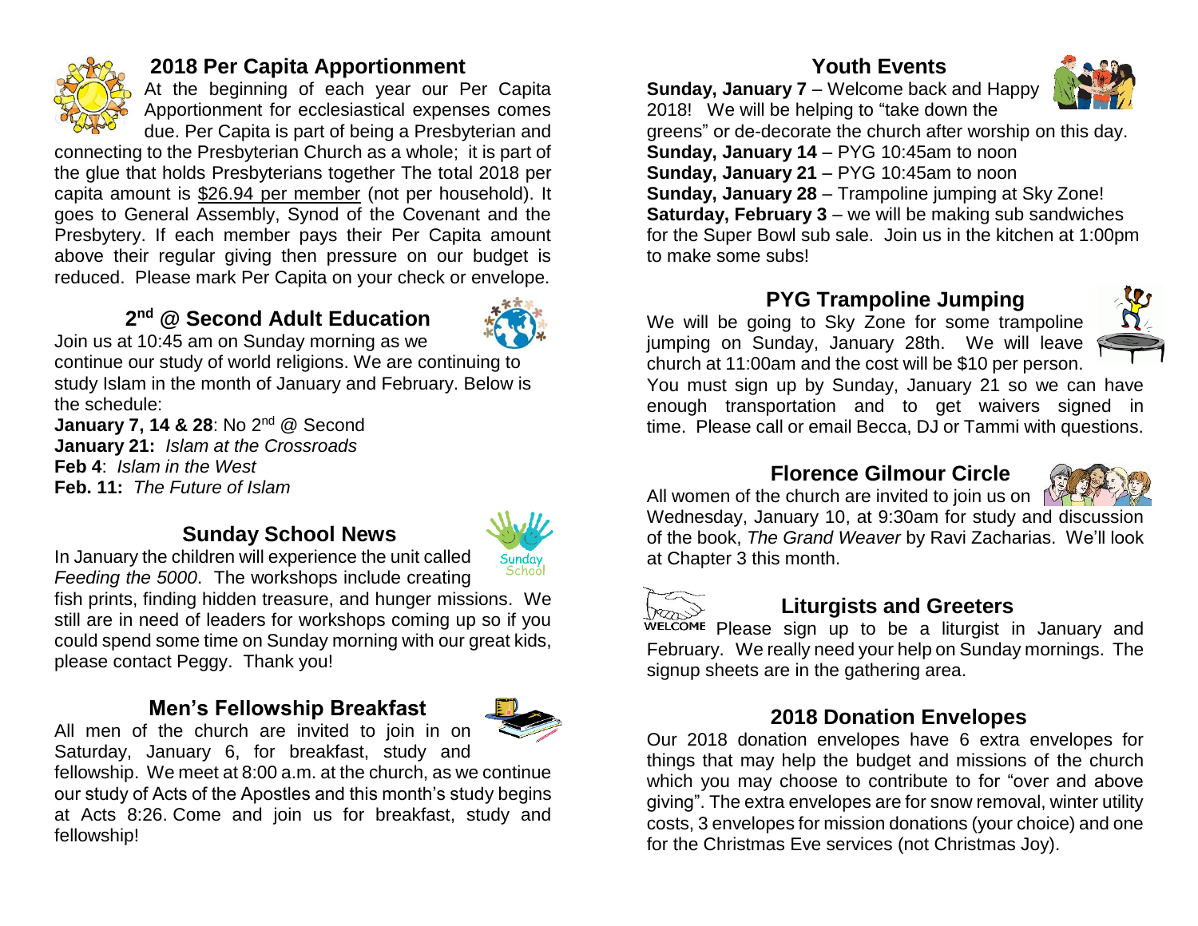## 2018 Per Capita Apportionment

At the beginning of each year our Per Capita Apportionment for ecclesiastical expenses comes due. Per Capita is part of being a Presbyterian and connecting to the Presbyterian Church as a whole; it is part of the glue that holds Presbyterians together The total 2018 per capita amount is $26.94 per member (not per household). It goes to General Assembly, Synod of the Covenant and the Presbytery. If each member pays their Per Capita amount above their regular giving then pressure on our budget is reduced. Please mark Per Capita on your check or envelope.

## 2nd @ Second Adult Education

Join us at 10:45 am on Sunday morning as we continue our study of world religions. We are continuing to study Islam in the month of January and February. Below is the schedule:

**January 7, 14 & 28**: No 2nd @ Second
**January 21:** *Islam at the Crossroads*
**Feb 4**: *Islam in the West*
**Feb. 11:** *The Future of Islam*

## Sunday School News

In January the children will experience the unit called *Feeding the 5000*. The workshops include creating fish prints, finding hidden treasure, and hunger missions. We still are in need of leaders for workshops coming up so if you could spend some time on Sunday morning with our great kids, please contact Peggy. Thank you!

## Men's Fellowship Breakfast

All men of the church are invited to join in on Saturday, January 6, for breakfast, study and fellowship. We meet at 8:00 a.m. at the church, as we continue our study of Acts of the Apostles and this month's study begins at Acts 8:26. Come and join us for breakfast, study and fellowship!

## Youth Events

**Sunday, January 7** – Welcome back and Happy 2018! We will be helping to "take down the greens" or de-decorate the church after worship on this day.
**Sunday, January 14** – PYG 10:45am to noon
**Sunday, January 21** – PYG 10:45am to noon
**Sunday, January 28** – Trampoline jumping at Sky Zone!
**Saturday, February 3** – we will be making sub sandwiches for the Super Bowl sub sale. Join us in the kitchen at 1:00pm to make some subs!

## PYG Trampoline Jumping

We will be going to Sky Zone for some trampoline jumping on Sunday, January 28th. We will leave church at 11:00am and the cost will be $10 per person. You must sign up by Sunday, January 21 so we can have enough transportation and to get waivers signed in time. Please call or email Becca, DJ or Tammi with questions.

## Florence Gilmour Circle

All women of the church are invited to join us on Wednesday, January 10, at 9:30am for study and discussion of the book, *The Grand Weaver* by Ravi Zacharias. We'll look at Chapter 3 this month.

## Liturgists and Greeters

WELCOME Please sign up to be a liturgist in January and February. We really need your help on Sunday mornings. The signup sheets are in the gathering area.

## 2018 Donation Envelopes

Our 2018 donation envelopes have 6 extra envelopes for things that may help the budget and missions of the church which you may choose to contribute to for "over and above giving". The extra envelopes are for snow removal, winter utility costs, 3 envelopes for mission donations (your choice) and one for the Christmas Eve services (not Christmas Joy).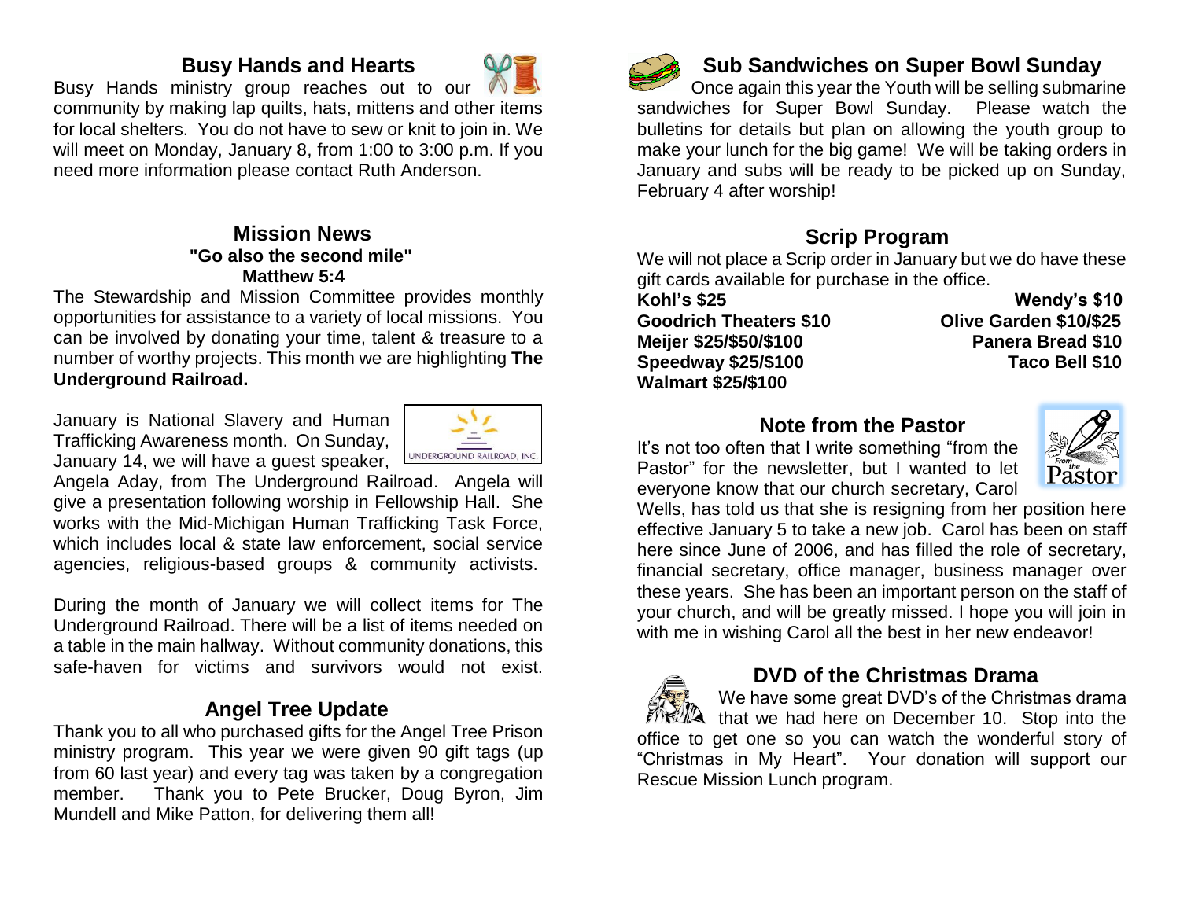## Busy Hands and Hearts

Busy Hands ministry group reaches out to our community by making lap quilts, hats, mittens and other items for local shelters. You do not have to sew or knit to join in. We will meet on Monday, January 8, from 1:00 to 3:00 p.m. If you need more information please contact Ruth Anderson.

## Mission News

**"Go also the second mile"**
**Matthew 5:4**

The Stewardship and Mission Committee provides monthly opportunities for assistance to a variety of local missions. You can be involved by donating your time, talent & treasure to a number of worthy projects. This month we are highlighting **The Underground Railroad.**

UNDERGROUND RAILROAD, INC.

January is National Slavery and Human Trafficking Awareness month. On Sunday, January 14, we will have a guest speaker, Angela Aday, from The Underground Railroad. Angela will give a presentation following worship in Fellowship Hall. She works with the Mid-Michigan Human Trafficking Task Force, which includes local & state law enforcement, social service agencies, religious-based groups & community activists.

During the month of January we will collect items for The Underground Railroad. There will be a list of items needed on a table in the main hallway. Without community donations, this safe-haven for victims and survivors would not exist.

## Angel Tree Update

Thank you to all who purchased gifts for the Angel Tree Prison ministry program. This year we were given 90 gift tags (up from 60 last year) and every tag was taken by a congregation member. Thank you to Pete Brucker, Doug Byron, Jim Mundell and Mike Patton, for delivering them all!

## Sub Sandwiches on Super Bowl Sunday

Once again this year the Youth will be selling submarine sandwiches for Super Bowl Sunday. Please watch the bulletins for details but plan on allowing the youth group to make your lunch for the big game! We will be taking orders in January and subs will be ready to be picked up on Sunday, February 4 after worship!

## Scrip Program

We will not place a Scrip order in January but we do have these gift cards available for purchase in the office.

**Kohl's $25**
**Goodrich Theaters $10**
**Meijer $25/$50/$100**
**Speedway $25/$100**
**Walmart $25/$100**
**Wendy's $10**
**Olive Garden $10/$25**
**Panera Bread $10**
**Taco Bell $10**

## Note from the Pastor

It's not too often that I write something "from the Pastor" for the newsletter, but I wanted to let everyone know that our church secretary, Carol Wells, has told us that she is resigning from her position here effective January 5 to take a new job. Carol has been on staff here since June of 2006, and has filled the role of secretary, financial secretary, office manager, business manager over these years. She has been an important person on the staff of your church, and will be greatly missed. I hope you will join in with me in wishing Carol all the best in her new endeavor!

## DVD of the Christmas Drama

We have some great DVD's of the Christmas drama that we had here on December 10. Stop into the office to get one so you can watch the wonderful story of "Christmas in My Heart". Your donation will support our Rescue Mission Lunch program.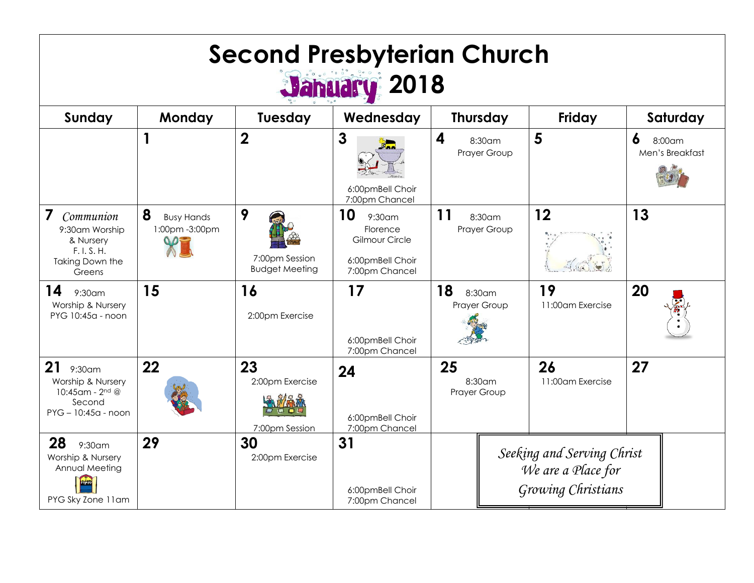# Second Presbyterian Church

## January 2018

| Sunday | Monday | Tuesday | Wednesday | Thursday | Friday | Saturday |
|---|---|---|---|---|---|---|
| | **1** | **2** | **3** 6:00pmBell Choir 7:00pm Chancel | **4** 8:30am Prayer Group | **5** | **6** 8:00am Men's Breakfast |
| **7** *Communion* 9:30am Worship & Nursery F. I. S. H. Taking Down the Greens | **8** Busy Hands 1:00pm -3:00pm | **9** 7:00pm Session Budget Meeting | **10** 9:30am Florence Gilmour Circle 6:00pmBell Choir 7:00pm Chancel | **11** 8:30am Prayer Group | **12** | **13** |
| **14** 9:30am Worship & Nursery PYG 10:45a - noon | **15** | **16** 2:00pm Exercise | **17** 6:00pmBell Choir 7:00pm Chancel | **18** 8:30am Prayer Group | **19** 11:00am Exercise | **20** |
| **21** 9:30am Worship & Nursery 10:45am - 2nd @ Second PYG – 10:45a - noon | **22** | **23** 2:00pm Exercise 7:00pm Session | **24** 6:00pmBell Choir 7:00pm Chancel | **25** 8:30am Prayer Group | **26** 11:00am Exercise | **27** |
| **28** 9:30am Worship & Nursery Annual Meeting PYG Sky Zone 11am | **29** | **30** 2:00pm Exercise | **31** 6:00pmBell Choir 7:00pm Chancel | | | |

*Seeking and Serving Christ*
*We are a Place for*
*Growing Christians*